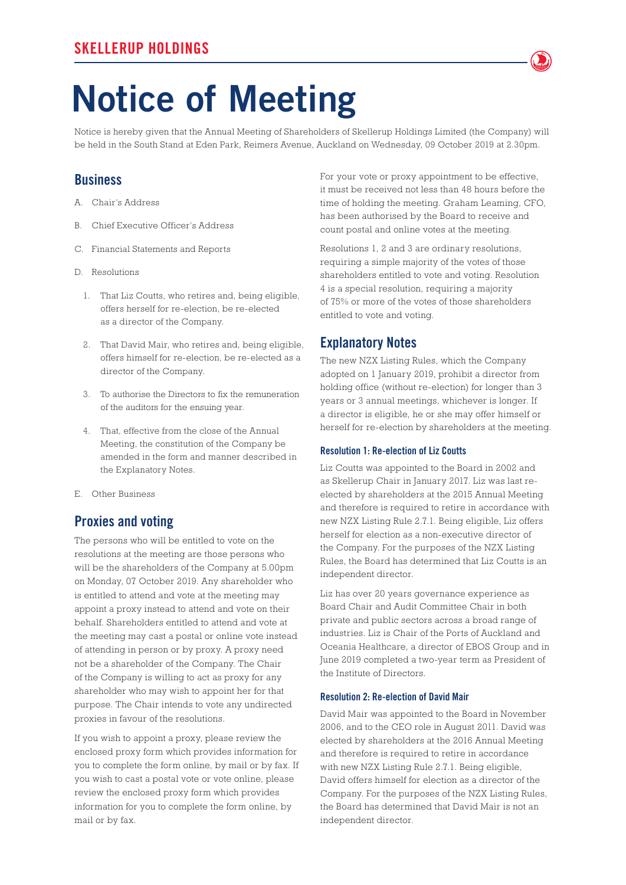# Notice of Meeting

Notice is hereby given that the Annual Meeting of Shareholders of Skellerup Holdings Limited (the Company) will be held in the South Stand at Eden Park, Reimers Avenue, Auckland on Wednesday, 09 October 2019 at 2.30pm.

## Business

A. Chair's Address

B. Chief Executive Officer's Address

C. Financial Statements and Reports

D. Resolutions

1. That Liz Coutts, who retires and, being eligible, offers herself for re-election, be re-elected as a director of the Company.
2. That David Mair, who retires and, being eligible, offers himself for re-election, be re-elected as a director of the Company.
3. To authorise the Directors to fix the remuneration of the auditors for the ensuing year.
4. That, effective from the close of the Annual Meeting, the constitution of the Company be amended in the form and manner described in the Explanatory Notes.

E. Other Business

## Proxies and voting

The persons who will be entitled to vote on the resolutions at the meeting are those persons who will be the shareholders of the Company at 5.00pm on Monday, 07 October 2019. Any shareholder who is entitled to attend and vote at the meeting may appoint a proxy instead to attend and vote on their behalf. Shareholders entitled to attend and vote at the meeting may cast a postal or online vote instead of attending in person or by proxy. A proxy need not be a shareholder of the Company. The Chair of the Company is willing to act as proxy for any shareholder who may wish to appoint her for that purpose. The Chair intends to vote any undirected proxies in favour of the resolutions.

If you wish to appoint a proxy, please review the enclosed proxy form which provides information for you to complete the form online, by mail or by fax. If you wish to cast a postal vote or vote online, please review the enclosed proxy form which provides information for you to complete the form online, by mail or by fax.

For your vote or proxy appointment to be effective, it must be received not less than 48 hours before the time of holding the meeting. Graham Leaming, CFO, has been authorised by the Board to receive and count postal and online votes at the meeting.

Resolutions 1, 2 and 3 are ordinary resolutions, requiring a simple majority of the votes of those shareholders entitled to vote and voting. Resolution 4 is a special resolution, requiring a majority of 75% or more of the votes of those shareholders entitled to vote and voting.

## Explanatory Notes

The new NZX Listing Rules, which the Company adopted on 1 January 2019, prohibit a director from holding office (without re-election) for longer than 3 years or 3 annual meetings, whichever is longer. If a director is eligible, he or she may offer himself or herself for re-election by shareholders at the meeting.

### Resolution 1: Re-election of Liz Coutts

Liz Coutts was appointed to the Board in 2002 and as Skellerup Chair in January 2017. Liz was last re-elected by shareholders at the 2015 Annual Meeting and therefore is required to retire in accordance with new NZX Listing Rule 2.7.1. Being eligible, Liz offers herself for election as a non-executive director of the Company. For the purposes of the NZX Listing Rules, the Board has determined that Liz Coutts is an independent director.

Liz has over 20 years governance experience as Board Chair and Audit Committee Chair in both private and public sectors across a broad range of industries. Liz is Chair of the Ports of Auckland and Oceania Healthcare, a director of EBOS Group and in June 2019 completed a two-year term as President of the Institute of Directors.

### Resolution 2: Re-election of David Mair

David Mair was appointed to the Board in November 2006, and to the CEO role in August 2011. David was elected by shareholders at the 2016 Annual Meeting and therefore is required to retire in accordance with new NZX Listing Rule 2.7.1. Being eligible, David offers himself for election as a director of the Company. For the purposes of the NZX Listing Rules, the Board has determined that David Mair is not an independent director.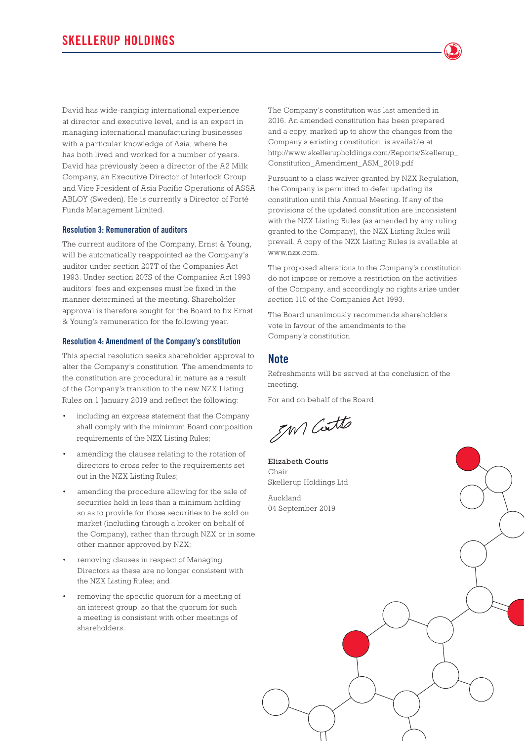David has wide-ranging international experience at director and executive level, and is an expert in managing international manufacturing businesses with a particular knowledge of Asia, where he has both lived and worked for a number of years. David has previously been a director of the A2 Milk Company, an Executive Director of Interlock Group and Vice President of Asia Pacific Operations of ASSA ABLOY (Sweden). He is currently a Director of Forté Funds Management Limited.

### Resolution 3: Remuneration of auditors

The current auditors of the Company, Ernst & Young, will be automatically reappointed as the Company's auditor under section 207T of the Companies Act 1993. Under section 207S of the Companies Act 1993 auditors' fees and expenses must be fixed in the manner determined at the meeting. Shareholder approval is therefore sought for the Board to fix Ernst & Young's remuneration for the following year.

### Resolution 4: Amendment of the Company's constitution

This special resolution seeks shareholder approval to alter the Company's constitution. The amendments to the constitution are procedural in nature as a result of the Company's transition to the new NZX Listing Rules on 1 January 2019 and reflect the following:

- including an express statement that the Company shall comply with the minimum Board composition requirements of the NZX Listing Rules;
- amending the clauses relating to the rotation of directors to cross refer to the requirements set out in the NZX Listing Rules;
- amending the procedure allowing for the sale of securities held in less than a minimum holding so as to provide for those securities to be sold on market (including through a broker on behalf of the Company), rather than through NZX or in some other manner approved by NZX;
- removing clauses in respect of Managing Directors as these are no longer consistent with the NZX Listing Rules; and
- removing the specific quorum for a meeting of an interest group, so that the quorum for such a meeting is consistent with other meetings of shareholders.

The Company's constitution was last amended in 2016. An amended constitution has been prepared and a copy, marked up to show the changes from the Company's existing constitution, is available at http://www.skellerupholdings.com/Reports/Skellerup_Constitution_Amendment_ASM_2019.pdf

Pursuant to a class waiver granted by NZX Regulation, the Company is permitted to defer updating its constitution until this Annual Meeting. If any of the provisions of the updated constitution are inconsistent with the NZX Listing Rules (as amended by any ruling granted to the Company), the NZX Listing Rules will prevail. A copy of the NZX Listing Rules is available at www.nzx.com.

The proposed alterations to the Company's constitution do not impose or remove a restriction on the activities of the Company, and accordingly no rights arise under section 110 of the Companies Act 1993.

The Board unanimously recommends shareholders vote in favour of the amendments to the Company's constitution.

## Note

Refreshments will be served at the conclusion of the meeting.

For and on behalf of the Board

**Elizabeth Coutts**
Chair
Skellerup Holdings Ltd

Auckland
04 September 2019